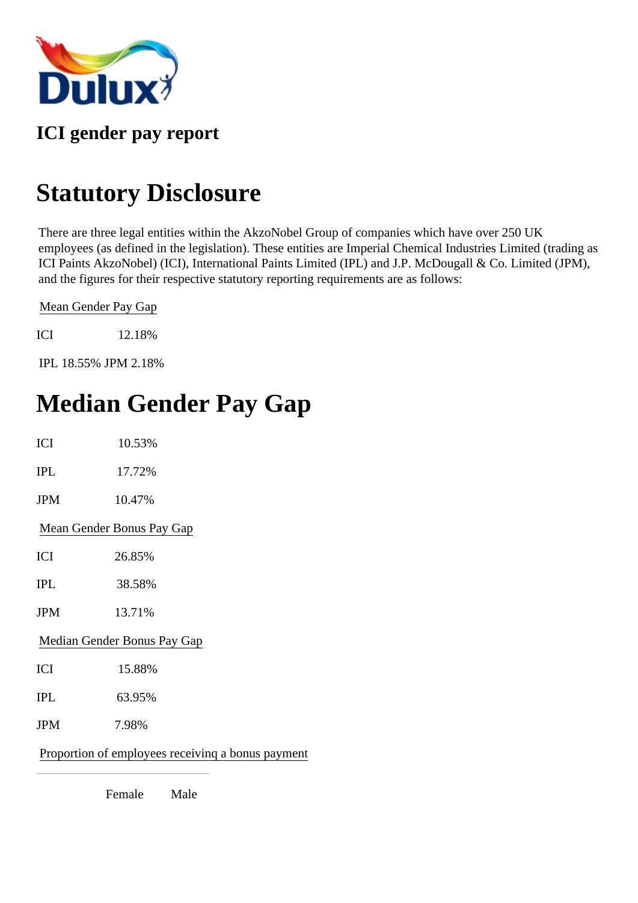**ICI gender pay report**

# Statutory Disclosure

There are three legal entities within the AkzoNobel Group of companies which have over 250 UK employees (as defined in the legislation). These entities are Imperial Chemical Industries Limited (trading as ICI Paints AkzoNobel) (ICI), International Paints Limited (IPL) and J.P. McDougall & Co. Limited (JPM), and the figures for their respective statutory reporting requirements are as follows:

Mean Gender Pay Gap

ICI 12.18%

IPL 18.55% JPM 2.18%

# Median Gender Pay Gap

ICI 10.53%

IPL 17.72%

JPM 10.47%

Mean Gender Bonus Pay Gap

ICI 26.85%

IPL 38.58%

JPM 13.71%

Median Gender Bonus Pay Gap

ICI 15.88%

IPL 63.95%

JPM 7.98%

Proportion of employees receivinq a bonus payment

| | Female | Male |
|---|---|---|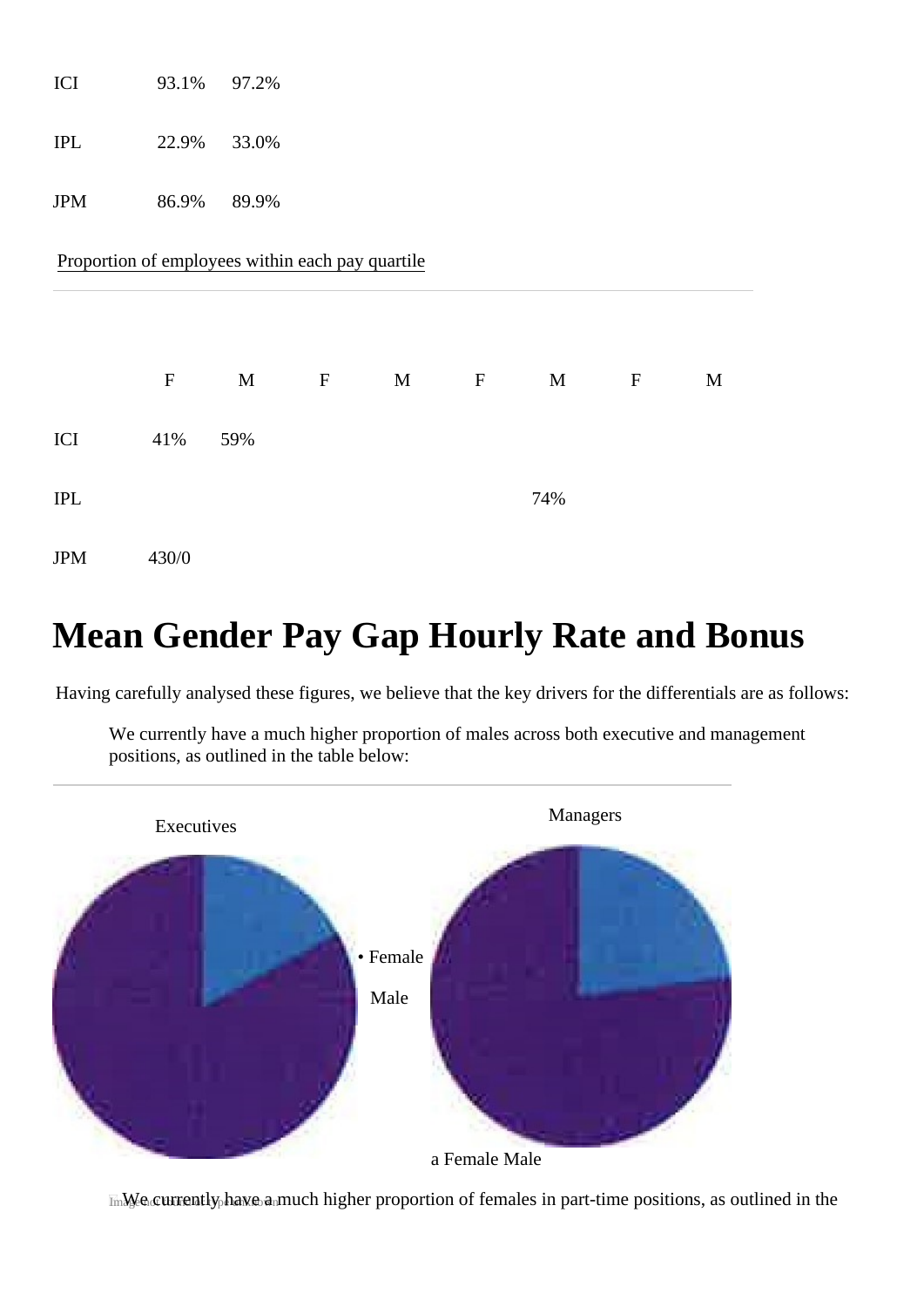| | | |
|---|---|---|
| ICI | 93.1% | 97.2% |
| IPL | 22.9% | 33.0% |
| JPM | 86.9% | 89.9% |

Proportion of employees within each pay quartile

| | F | M | F | M | F | M | F | M |
|---|---|---|---|---|---|---|---|---|
| ICI | 41% | 59% | | | | | | |
| IPL | | | | | | 74% | | |
| JPM | 430/0 | | | | | | | |

# Mean Gender Pay Gap Hourly Rate and Bonus

Having carefully analysed these figures, we believe that the key drivers for the differentials are as follows:

We currently have a much higher proportion of males across both executive and management positions, as outlined in the table below:

Executives

Managers

• Female

Male

a Female Male

We currently have a much higher proportion of females in part-time positions, as outlined in the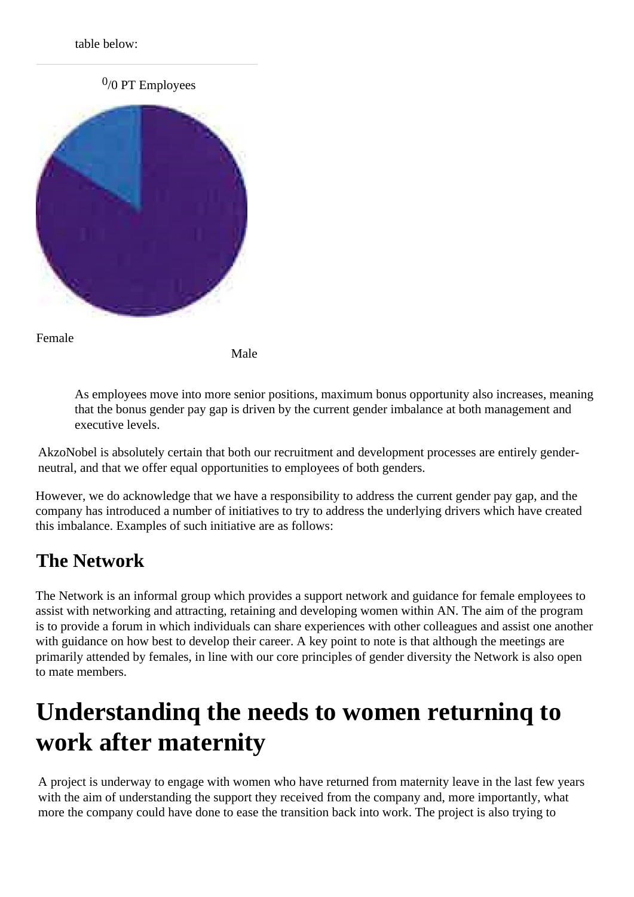table below:

0/0 PT Employees

Female

Male

As employees move into more senior positions, maximum bonus opportunity also increases, meaning that the bonus gender pay gap is driven by the current gender imbalance at both management and executive levels.

AkzoNobel is absolutely certain that both our recruitment and development processes are entirely gender-neutral, and that we offer equal opportunities to employees of both genders.

However, we do acknowledge that we have a responsibility to address the current gender pay gap, and the company has introduced a number of initiatives to try to address the underlying drivers which have created this imbalance. Examples of such initiative are as follows:

## The Network

The Network is an informal group which provides a support network and guidance for female employees to assist with networking and attracting, retaining and developing women within AN. The aim of the program is to provide a forum in which individuals can share experiences with other colleagues and assist one another with guidance on how best to develop their career. A key point to note is that although the meetings are primarily attended by females, in line with our core principles of gender diversity the Network is also open to mate members.

# Understandinq the needs to women returninq to work after maternity

A project is underway to engage with women who have returned from maternity leave in the last few years with the aim of understanding the support they received from the company and, more importantly, what more the company could have done to ease the transition back into work. The project is also trying to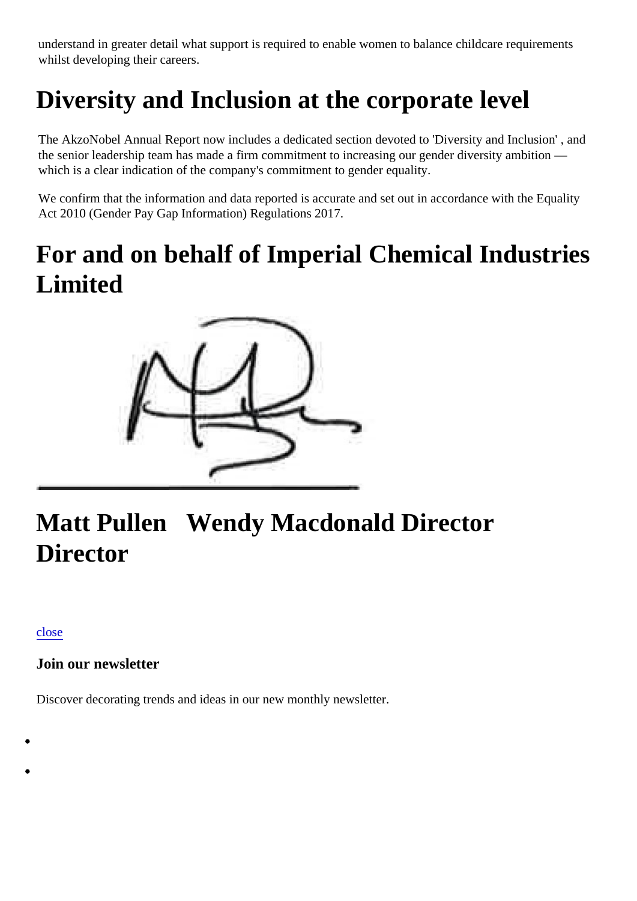understand in greater detail what support is required to enable women to balance childcare requirements whilst developing their careers.

# Diversity and Inclusion at the corporate level

The AkzoNobel Annual Report now includes a dedicated section devoted to 'Diversity and Inclusion' , and the senior leadership team has made a firm commitment to increasing our gender diversity ambition — which is a clear indication of the company's commitment to gender equality.

We confirm that the information and data reported is accurate and set out in accordance with the Equality Act 2010 (Gender Pay Gap Information) Regulations 2017.

# For and on behalf of Imperial Chemical Industries Limited

# Matt Pullen Wendy Macdonald Director Director

close

**Join our newsletter**

Discover decorating trends and ideas in our new monthly newsletter.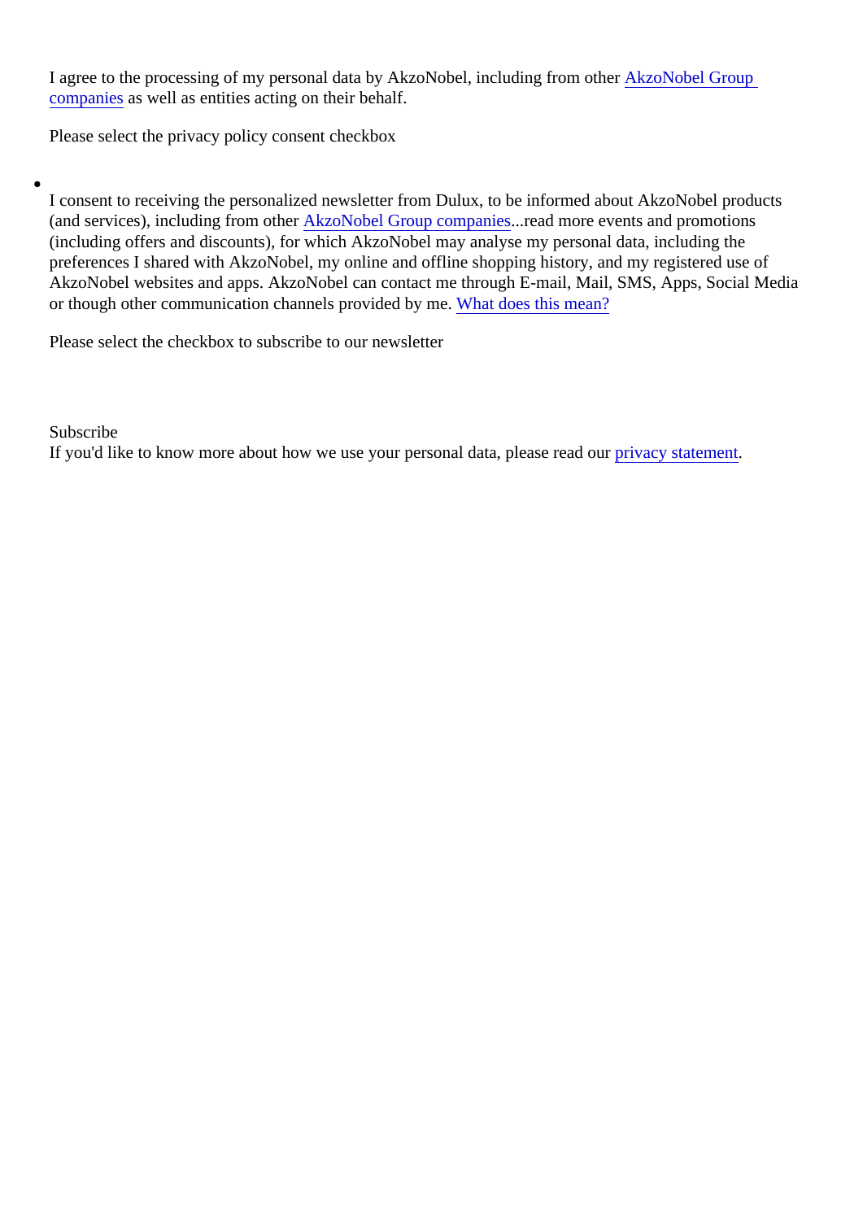I agree to the processing of my personal data by AkzoNobel, including from other AkzoNobel Group companies as well as entities acting on their behalf.

Please select the privacy policy consent checkbox

- 

I consent to receiving the personalized newsletter from Dulux, to be informed about AkzoNobel products (and services), including from other AkzoNobel Group companies...read more events and promotions (including offers and discounts), for which AkzoNobel may analyse my personal data, including the preferences I shared with AkzoNobel, my online and offline shopping history, and my registered use of AkzoNobel websites and apps. AkzoNobel can contact me through E-mail, Mail, SMS, Apps, Social Media or though other communication channels provided by me. What does this mean?

Please select the checkbox to subscribe to our newsletter

Subscribe

If you'd like to know more about how we use your personal data, please read our privacy statement.